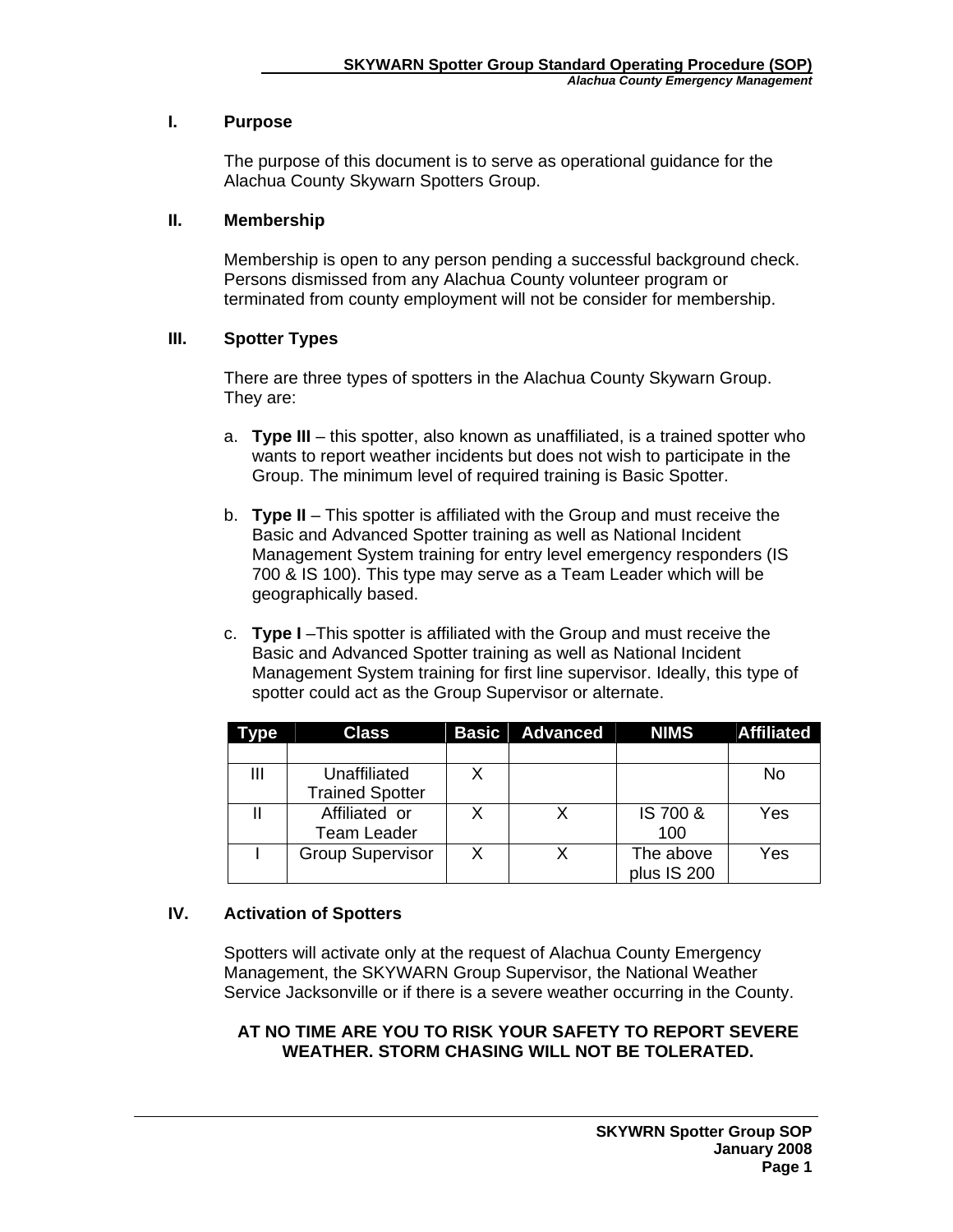## I. Purpose

The purpose of this document is to serve as operational guidance for the Alachua County Skywarn Spotters Group.

## II. Membership

Membership is open to any person pending a successful background check. Persons dismissed from any Alachua County volunteer program or terminated from county employment will not be consider for membership.

## III. Spotter Types

There are three types of spotters in the Alachua County Skywarn Group. They are:

a. **Type III** – this spotter, also known as unaffiliated, is a trained spotter who wants to report weather incidents but does not wish to participate in the Group. The minimum level of required training is Basic Spotter.

b. **Type II** – This spotter is affiliated with the Group and must receive the Basic and Advanced Spotter training as well as National Incident Management System training for entry level emergency responders (IS 700 & IS 100). This type may serve as a Team Leader which will be geographically based.

c. **Type I** –This spotter is affiliated with the Group and must receive the Basic and Advanced Spotter training as well as National Incident Management System training for first line supervisor. Ideally, this type of spotter could act as the Group Supervisor or alternate.

| Type | Class | Basic | Advanced | NIMS | Affiliated |
|---|---|---|---|---|---|
| | | | | | |
| III | Unaffiliated Trained Spotter | X | | | No |
| II | Affiliated or Team Leader | X | X | IS 700 & 100 | Yes |
| I | Group Supervisor | X | X | The above plus IS 200 | Yes |

## IV. Activation of Spotters

Spotters will activate only at the request of Alachua County Emergency Management, the SKYWARN Group Supervisor, the National Weather Service Jacksonville or if there is a severe weather occurring in the County.

**AT NO TIME ARE YOU TO RISK YOUR SAFETY TO REPORT SEVERE WEATHER. STORM CHASING WILL NOT BE TOLERATED.**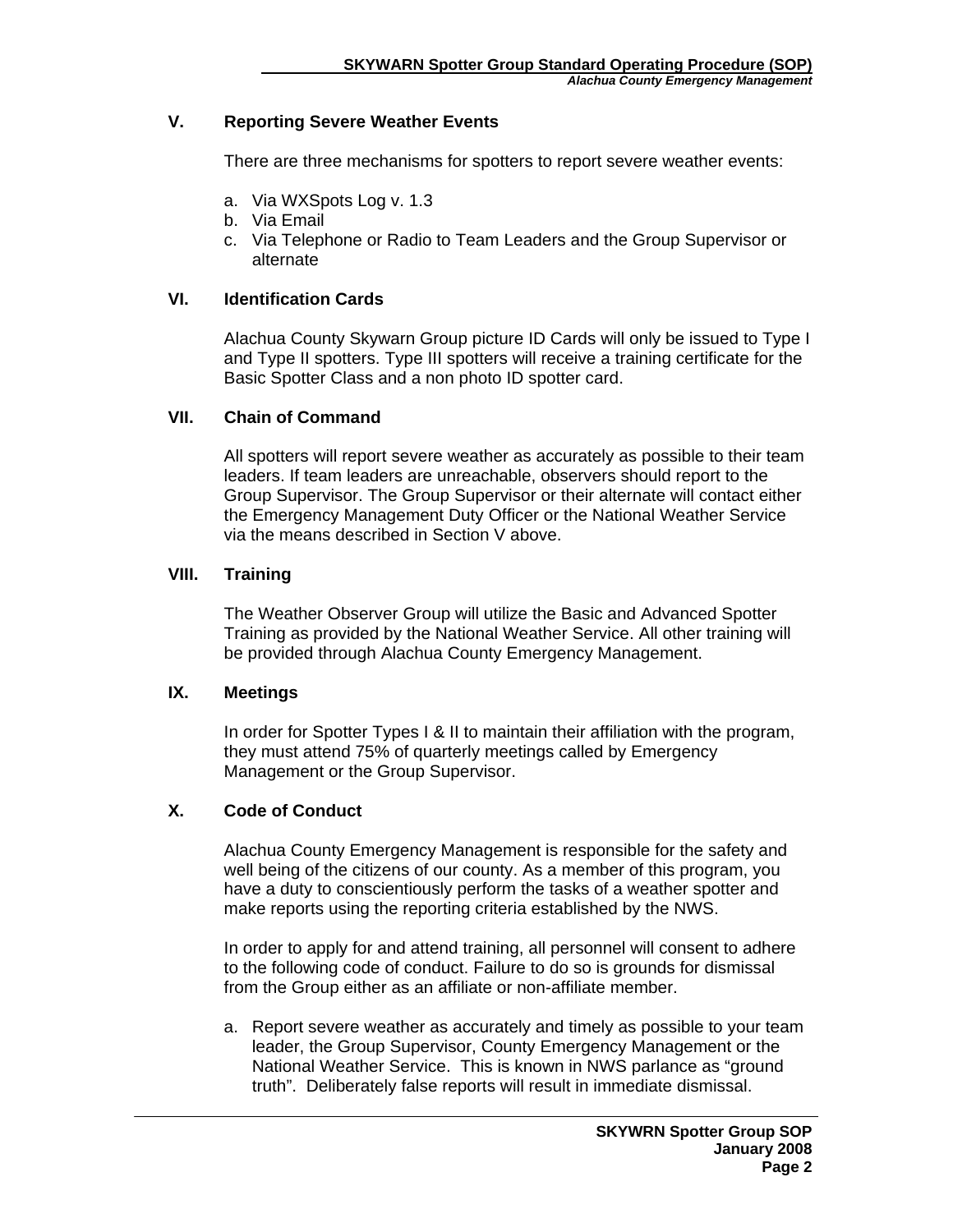## V. Reporting Severe Weather Events

There are three mechanisms for spotters to report severe weather events:

a. Via WXSpots Log v. 1.3
b. Via Email
c. Via Telephone or Radio to Team Leaders and the Group Supervisor or alternate

## VI. Identification Cards

Alachua County Skywarn Group picture ID Cards will only be issued to Type I and Type II spotters. Type III spotters will receive a training certificate for the Basic Spotter Class and a non photo ID spotter card.

## VII. Chain of Command

All spotters will report severe weather as accurately as possible to their team leaders. If team leaders are unreachable, observers should report to the Group Supervisor. The Group Supervisor or their alternate will contact either the Emergency Management Duty Officer or the National Weather Service via the means described in Section V above.

## VIII. Training

The Weather Observer Group will utilize the Basic and Advanced Spotter Training as provided by the National Weather Service. All other training will be provided through Alachua County Emergency Management.

## IX. Meetings

In order for Spotter Types I & II to maintain their affiliation with the program, they must attend 75% of quarterly meetings called by Emergency Management or the Group Supervisor.

## X. Code of Conduct

Alachua County Emergency Management is responsible for the safety and well being of the citizens of our county. As a member of this program, you have a duty to conscientiously perform the tasks of a weather spotter and make reports using the reporting criteria established by the NWS.

In order to apply for and attend training, all personnel will consent to adhere to the following code of conduct. Failure to do so is grounds for dismissal from the Group either as an affiliate or non-affiliate member.

a. Report severe weather as accurately and timely as possible to your team leader, the Group Supervisor, County Emergency Management or the National Weather Service. This is known in NWS parlance as "ground truth". Deliberately false reports will result in immediate dismissal.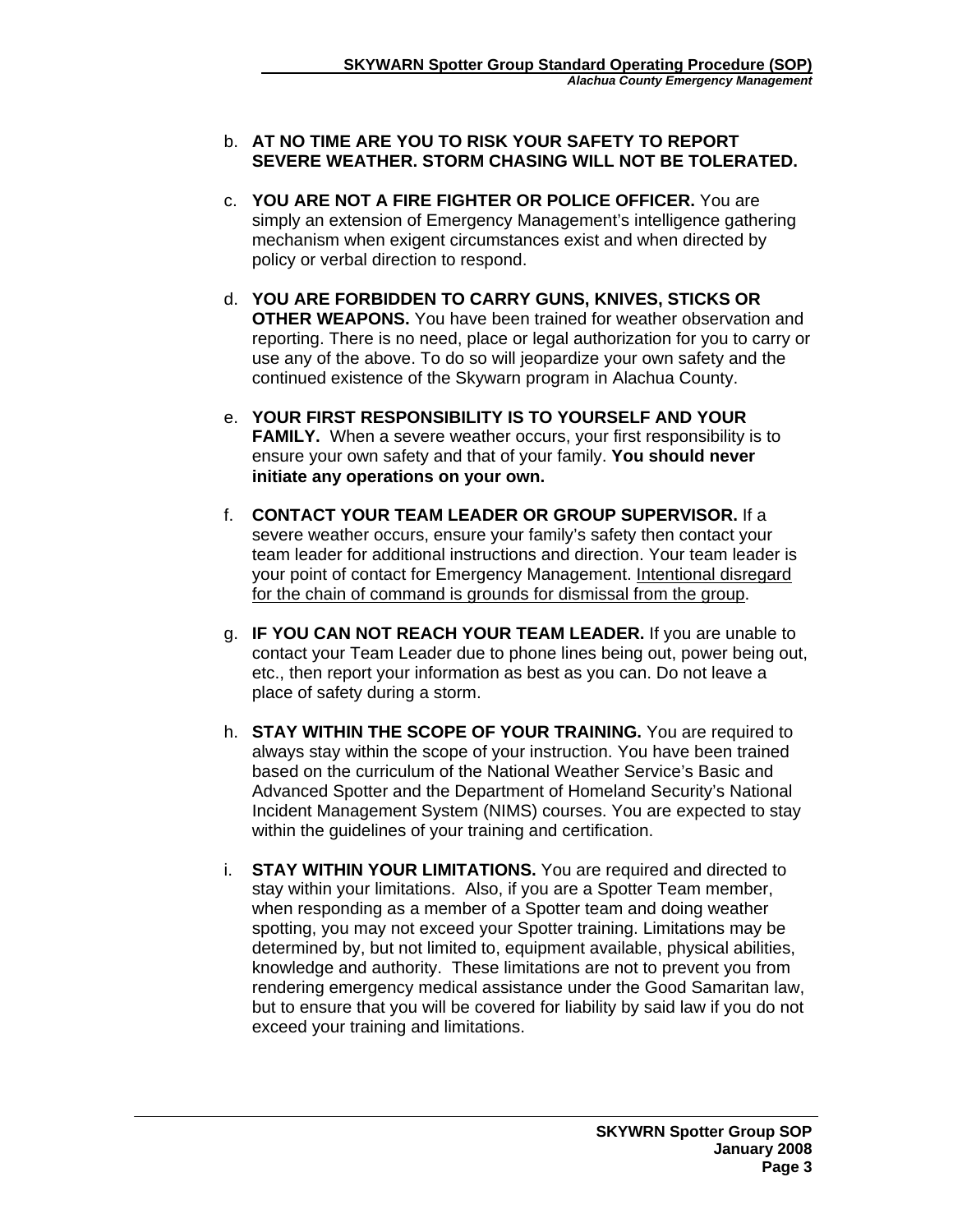b. **AT NO TIME ARE YOU TO RISK YOUR SAFETY TO REPORT SEVERE WEATHER. STORM CHASING WILL NOT BE TOLERATED.**

c. **YOU ARE NOT A FIRE FIGHTER OR POLICE OFFICER.** You are simply an extension of Emergency Management's intelligence gathering mechanism when exigent circumstances exist and when directed by policy or verbal direction to respond.

d. **YOU ARE FORBIDDEN TO CARRY GUNS, KNIVES, STICKS OR OTHER WEAPONS.** You have been trained for weather observation and reporting. There is no need, place or legal authorization for you to carry or use any of the above. To do so will jeopardize your own safety and the continued existence of the Skywarn program in Alachua County.

e. **YOUR FIRST RESPONSIBILITY IS TO YOURSELF AND YOUR FAMILY.** When a severe weather occurs, your first responsibility is to ensure your own safety and that of your family. **You should never initiate any operations on your own.**

f. **CONTACT YOUR TEAM LEADER OR GROUP SUPERVISOR.** If a severe weather occurs, ensure your family's safety then contact your team leader for additional instructions and direction. Your team leader is your point of contact for Emergency Management. <u>Intentional disregard for the chain of command is grounds for dismissal from the group</u>.

g. **IF YOU CAN NOT REACH YOUR TEAM LEADER.** If you are unable to contact your Team Leader due to phone lines being out, power being out, etc., then report your information as best as you can. Do not leave a place of safety during a storm.

h. **STAY WITHIN THE SCOPE OF YOUR TRAINING.** You are required to always stay within the scope of your instruction. You have been trained based on the curriculum of the National Weather Service's Basic and Advanced Spotter and the Department of Homeland Security's National Incident Management System (NIMS) courses. You are expected to stay within the guidelines of your training and certification.

i. **STAY WITHIN YOUR LIMITATIONS.** You are required and directed to stay within your limitations. Also, if you are a Spotter Team member, when responding as a member of a Spotter team and doing weather spotting, you may not exceed your Spotter training. Limitations may be determined by, but not limited to, equipment available, physical abilities, knowledge and authority. These limitations are not to prevent you from rendering emergency medical assistance under the Good Samaritan law, but to ensure that you will be covered for liability by said law if you do not exceed your training and limitations.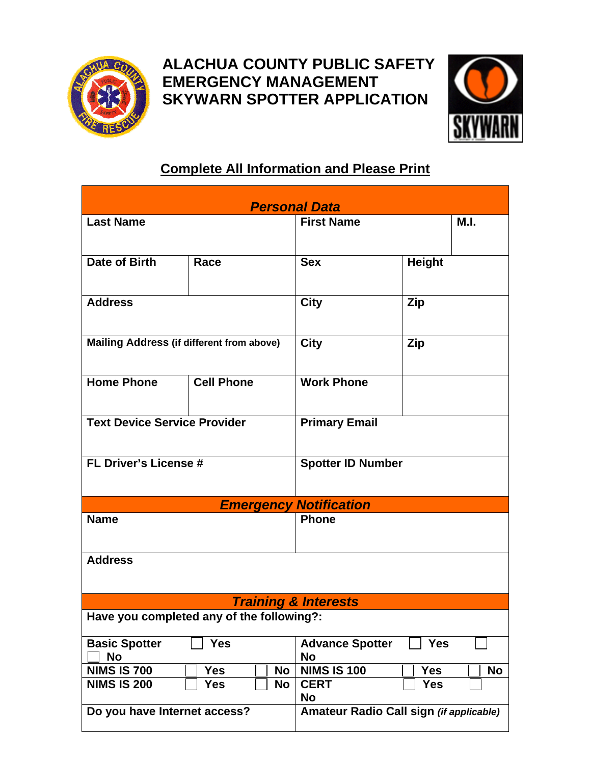# ALACHUA COUNTY PUBLIC SAFETY EMERGENCY MANAGEMENT SKYWARN SPOTTER APPLICATION

**Complete All Information and Please Print**

| ***Personal Data*** | | | | |
|---|---|---|---|---|
| **Last Name** | | **First Name** | | **M.I.** |
| **Date of Birth** | **Race** | **Sex** | **Height** | |
| **Address** | | **City** | **Zip** | |
| **Mailing Address (if different from above)** | | **City** | **Zip** | |
| **Home Phone** | **Cell Phone** | **Work Phone** | | |
| **Text Device Service Provider** | | **Primary Email** | | |
| **FL Driver's License #** | | **Spotter ID Number** | | |
| ***Emergency Notification*** | | | | |
| **Name** | | **Phone** | | |
| **Address** | | | | |
| ***Training & Interests*** | | | | |
| **Have you completed any of the following?:** | | | | |
| **Basic Spotter** ☐ **Yes** ☐ **No** | | **Advance Spotter** ☐ **Yes** ☐ **No** | | |
| **NIMS IS 700** ☐ **Yes** ☐ **No** | | **NIMS IS 100** ☐ **Yes** ☐ **No** | | |
| **NIMS IS 200** ☐ **Yes** ☐ **No** | | **CERT** ☐ **Yes** ☐ **No** | | |
| **Do you have Internet access?** | | **Amateur Radio Call sign** ***(if applicable)*** | | |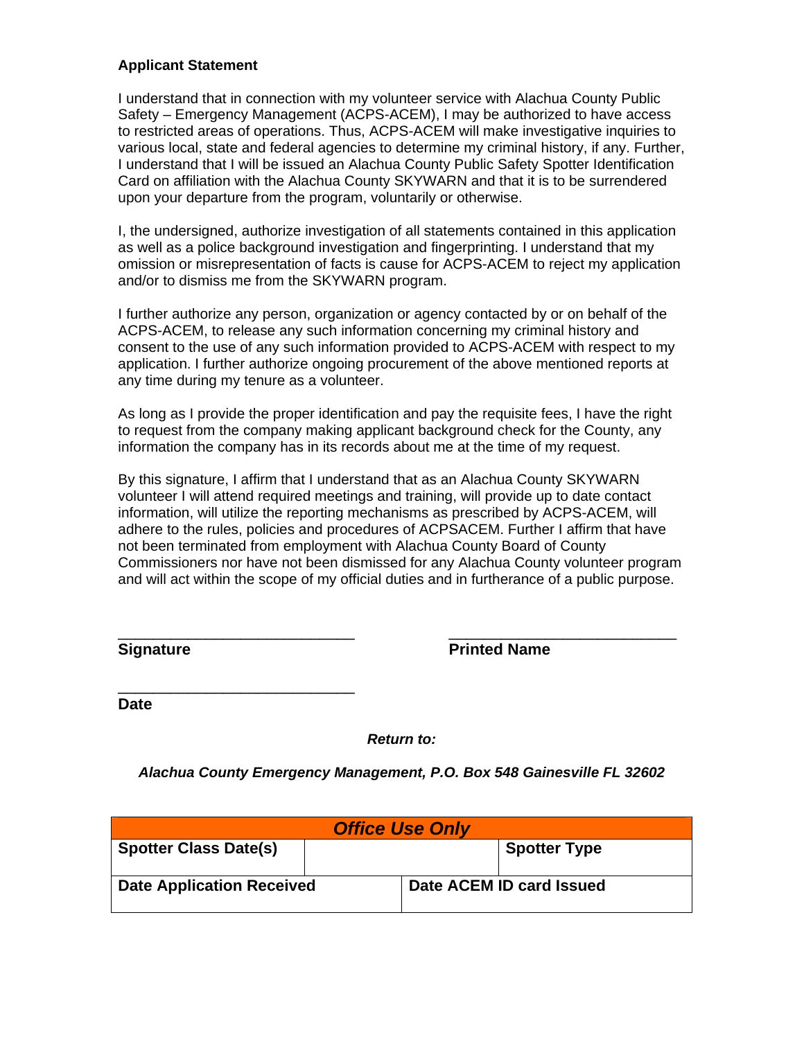**Applicant Statement**

I understand that in connection with my volunteer service with Alachua County Public Safety – Emergency Management (ACPS-ACEM), I may be authorized to have access to restricted areas of operations. Thus, ACPS-ACEM will make investigative inquiries to various local, state and federal agencies to determine my criminal history, if any. Further, I understand that I will be issued an Alachua County Public Safety Spotter Identification Card on affiliation with the Alachua County SKYWARN and that it is to be surrendered upon your departure from the program, voluntarily or otherwise.

I, the undersigned, authorize investigation of all statements contained in this application as well as a police background investigation and fingerprinting. I understand that my omission or misrepresentation of facts is cause for ACPS-ACEM to reject my application and/or to dismiss me from the SKYWARN program.

I further authorize any person, organization or agency contacted by or on behalf of the ACPS-ACEM, to release any such information concerning my criminal history and consent to the use of any such information provided to ACPS-ACEM with respect to my application. I further authorize ongoing procurement of the above mentioned reports at any time during my tenure as a volunteer.

As long as I provide the proper identification and pay the requisite fees, I have the right to request from the company making applicant background check for the County, any information the company has in its records about me at the time of my request.

By this signature, I affirm that I understand that as an Alachua County SKYWARN volunteer I will attend required meetings and training, will provide up to date contact information, will utilize the reporting mechanisms as prescribed by ACPS-ACEM, will adhere to the rules, policies and procedures of ACPSACEM. Further I affirm that have not been terminated from employment with Alachua County Board of County Commissioners nor have not been dismissed for any Alachua County volunteer program and will act within the scope of my official duties and in furtherance of a public purpose.

\_\_\_\_\_\_\_\_\_\_\_\_\_\_\_\_\_\_\_\_\_\_\_\_\_\_\_\_ \_\_\_\_\_\_\_\_\_\_\_\_\_\_\_\_\_\_\_\_\_\_\_\_\_\_\_\_

**Signature** **Printed Name**

\_\_\_\_\_\_\_\_\_\_\_\_\_\_\_\_\_\_\_\_\_\_\_\_\_\_\_\_

**Date**

***Return to:***

***Alachua County Emergency Management, P.O. Box 548 Gainesville FL 32602***

| ***Office Use Only*** | | |
|---|---|---|
| **Spotter Class Date(s)** | | **Spotter Type** |
| **Date Application Received** | **Date ACEM ID card Issued** | |